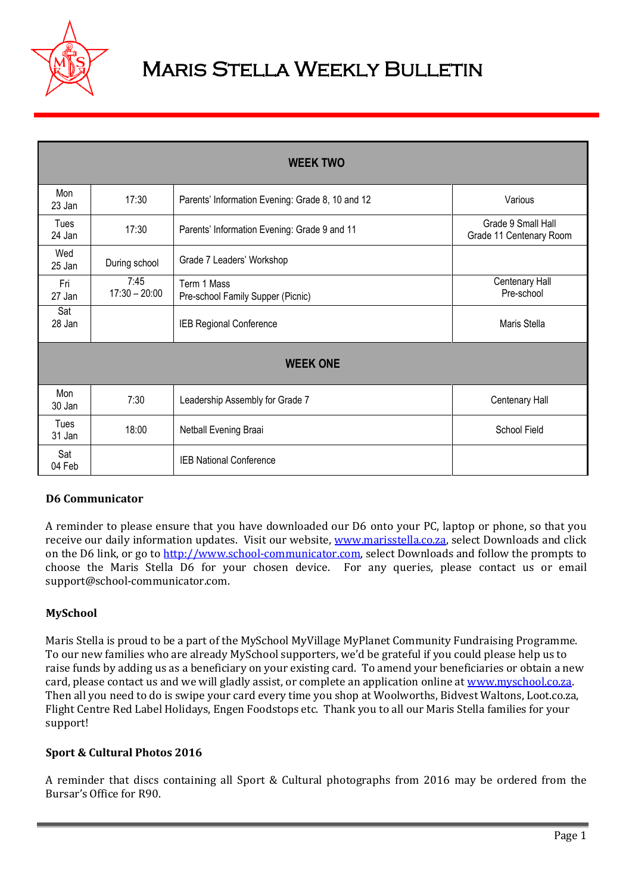# Maris Stella Weekly Bulletin

| WEEK TWO | | | |
|---|---|---|---|
| Mon 23 Jan | 17:30 | Parents' Information Evening: Grade 8, 10 and 12 | Various |
| Tues 24 Jan | 17:30 | Parents' Information Evening: Grade 9 and 11 | Grade 9 Small Hall<br>Grade 11 Centenary Room |
| Wed 25 Jan | During school | Grade 7 Leaders' Workshop | |
| Fri 27 Jan | 7:45<br>17:30 – 20:00 | Term 1 Mass<br>Pre-school Family Supper (Picnic) | Centenary Hall<br>Pre-school |
| Sat 28 Jan | | IEB Regional Conference | Maris Stella |
| **WEEK ONE** | | | |
| Mon 30 Jan | 7:30 | Leadership Assembly for Grade 7 | Centenary Hall |
| Tues 31 Jan | 18:00 | Netball Evening Braai | School Field |
| Sat 04 Feb | | IEB National Conference | |

### D6 Communicator

A reminder to please ensure that you have downloaded our D6 onto your PC, laptop or phone, so that you receive our daily information updates. Visit our website, www.marisstella.co.za, select Downloads and click on the D6 link, or go to http://www.school-communicator.com, select Downloads and follow the prompts to choose the Maris Stella D6 for your chosen device. For any queries, please contact us or email support@school-communicator.com.

### MySchool

Maris Stella is proud to be a part of the MySchool MyVillage MyPlanet Community Fundraising Programme. To our new families who are already MySchool supporters, we'd be grateful if you could please help us to raise funds by adding us as a beneficiary on your existing card. To amend your beneficiaries or obtain a new card, please contact us and we will gladly assist, or complete an application online at www.myschool.co.za. Then all you need to do is swipe your card every time you shop at Woolworths, Bidvest Waltons, Loot.co.za, Flight Centre Red Label Holidays, Engen Foodstops etc. Thank you to all our Maris Stella families for your support!

### Sport & Cultural Photos 2016

A reminder that discs containing all Sport & Cultural photographs from 2016 may be ordered from the Bursar's Office for R90.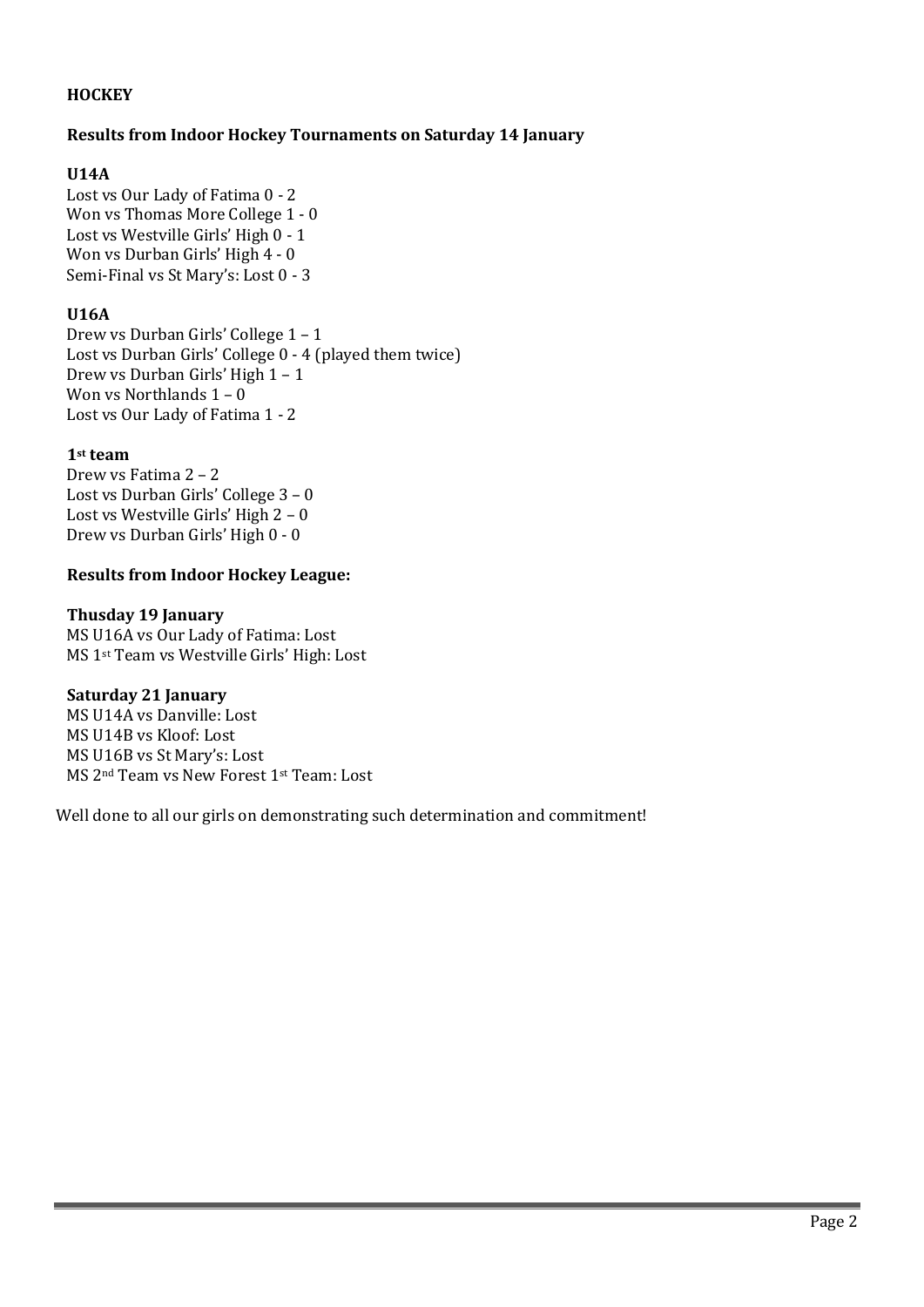**HOCKEY**

**Results from Indoor Hockey Tournaments on Saturday 14 January**

**U14A**

Lost vs Our Lady of Fatima 0 - 2
Won vs Thomas More College 1 - 0
Lost vs Westville Girls' High 0 - 1
Won vs Durban Girls' High 4 - 0
Semi-Final vs St Mary's: Lost 0 - 3

**U16A**

Drew vs Durban Girls' College 1 – 1
Lost vs Durban Girls' College 0 - 4 (played them twice)
Drew vs Durban Girls' High 1 – 1
Won vs Northlands 1 – 0
Lost vs Our Lady of Fatima 1 - 2

**1st team**

Drew vs Fatima 2 – 2
Lost vs Durban Girls' College 3 – 0
Lost vs Westville Girls' High 2 – 0
Drew vs Durban Girls' High 0 - 0

**Results from Indoor Hockey League:**

**Thusday 19 January**

MS U16A vs Our Lady of Fatima: Lost
MS 1st Team vs Westville Girls' High: Lost

**Saturday 21 January**

MS U14A vs Danville: Lost
MS U14B vs Kloof: Lost
MS U16B vs St Mary's: Lost
MS 2nd Team vs New Forest 1st Team: Lost

Well done to all our girls on demonstrating such determination and commitment!